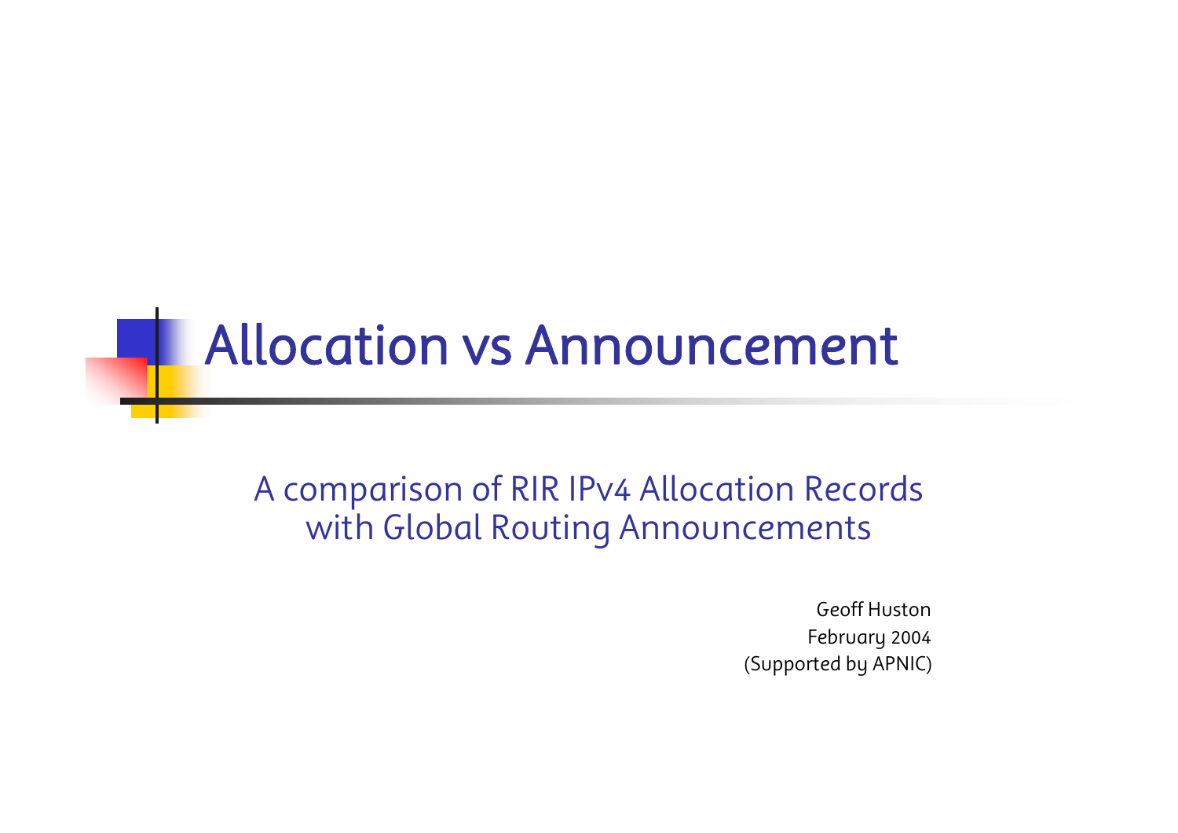# Allocation vs Announcement

A comparison of RIR IPv4 Allocation Records with Global Routing Announcements

Geoff Huston
February 2004
(Supported by APNIC)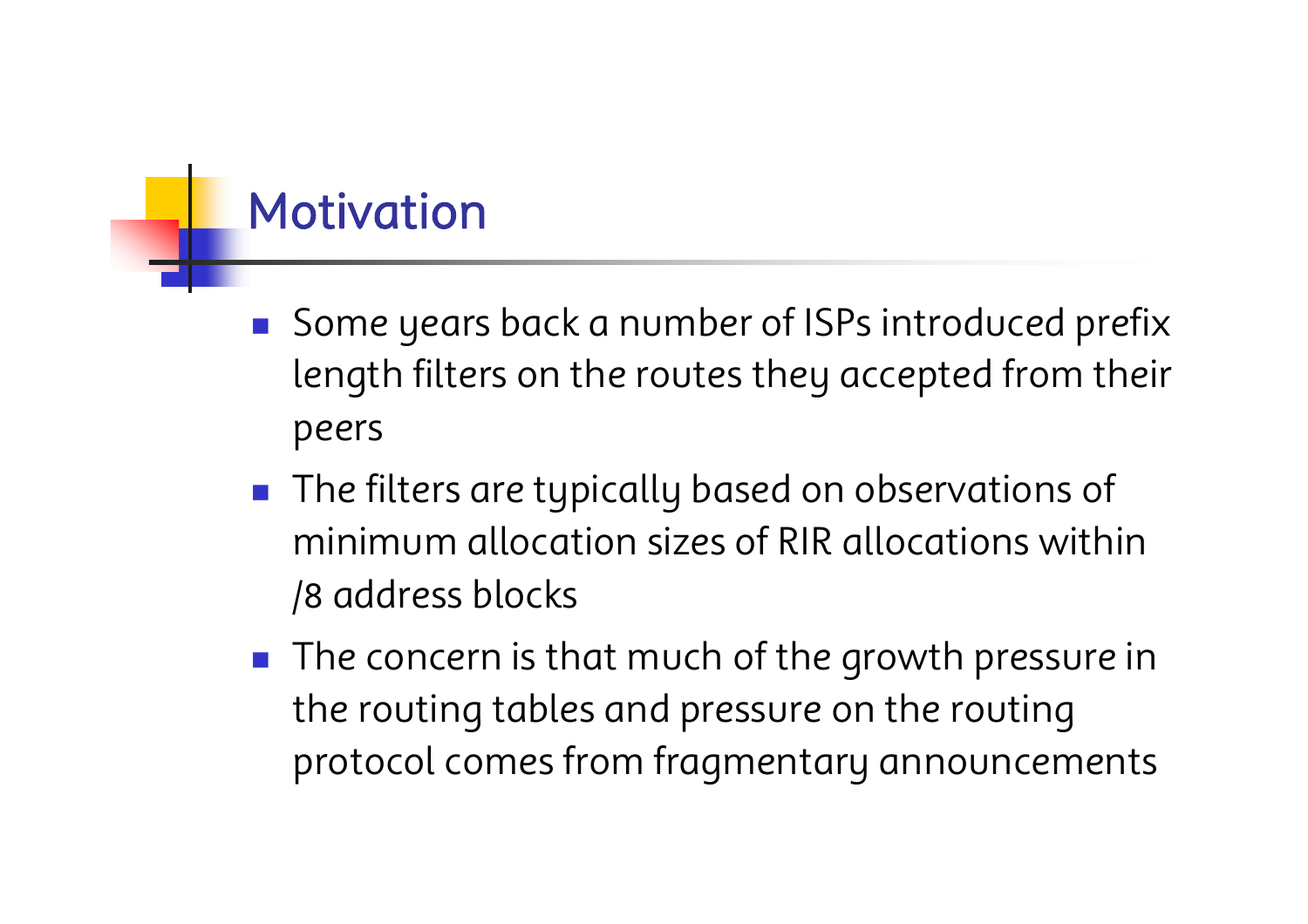# Motivation

- Some years back a number of ISPs introduced prefix length filters on the routes they accepted from their peers
- The filters are typically based on observations of minimum allocation sizes of RIR allocations within /8 address blocks
- The concern is that much of the growth pressure in the routing tables and pressure on the routing protocol comes from fragmentary announcements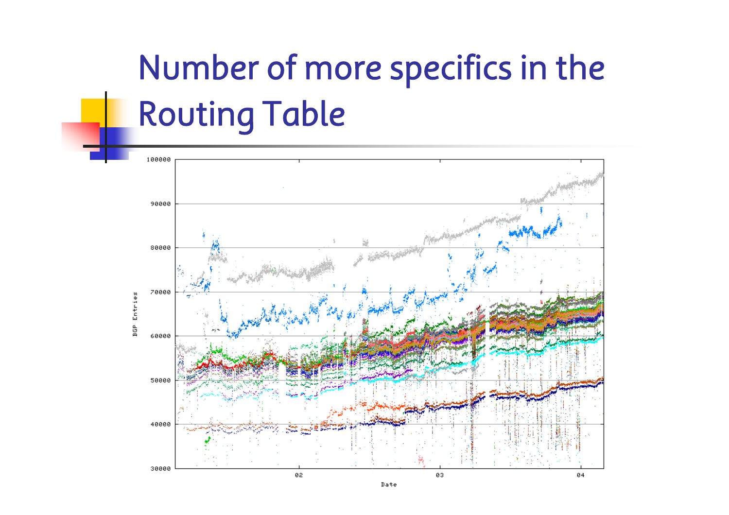# Number of more specifics in the Routing Table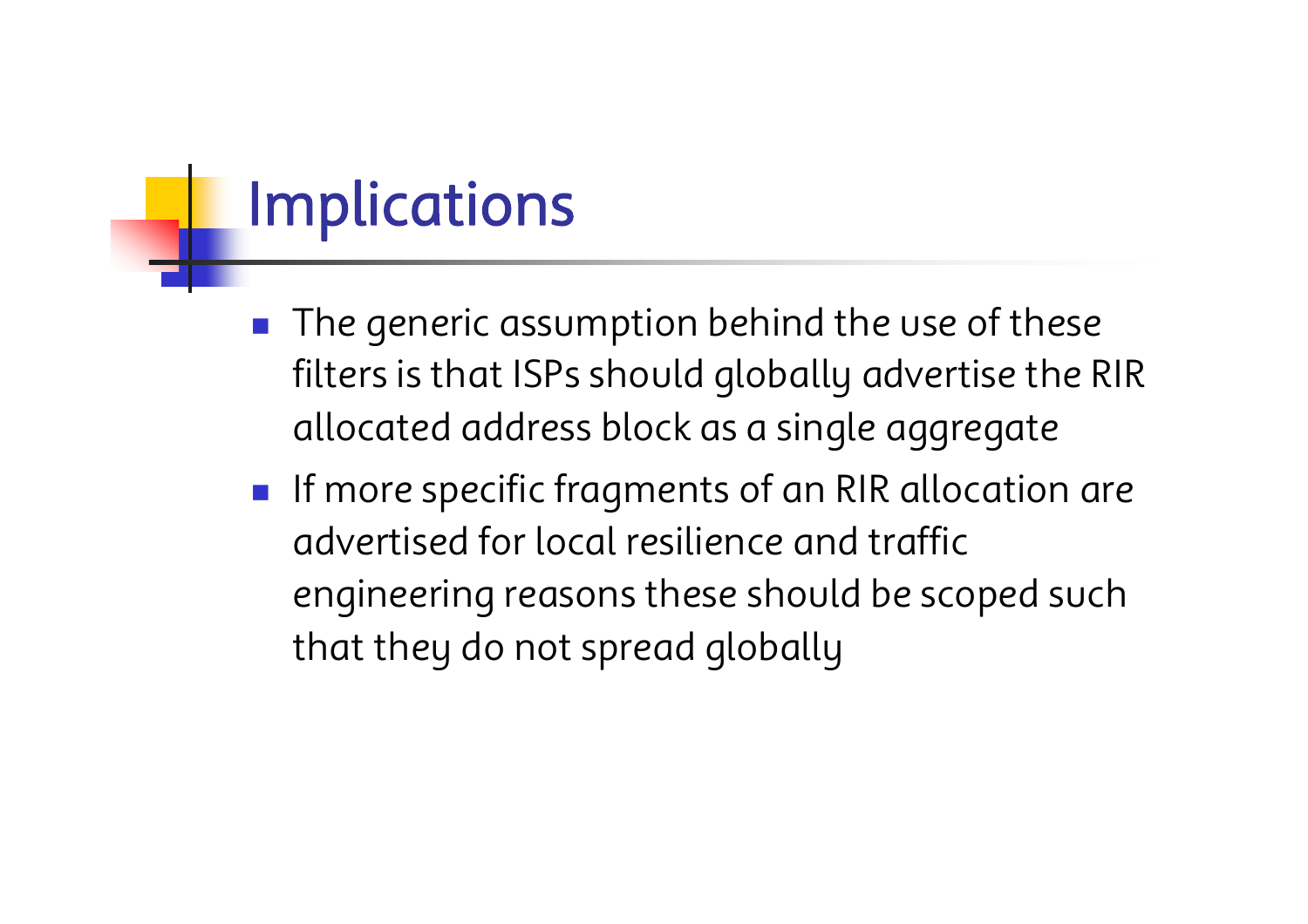# Implications

- The generic assumption behind the use of these filters is that ISPs should globally advertise the RIR allocated address block as a single aggregate
- If more specific fragments of an RIR allocation are advertised for local resilience and traffic engineering reasons these should be scoped such that they do not spread globally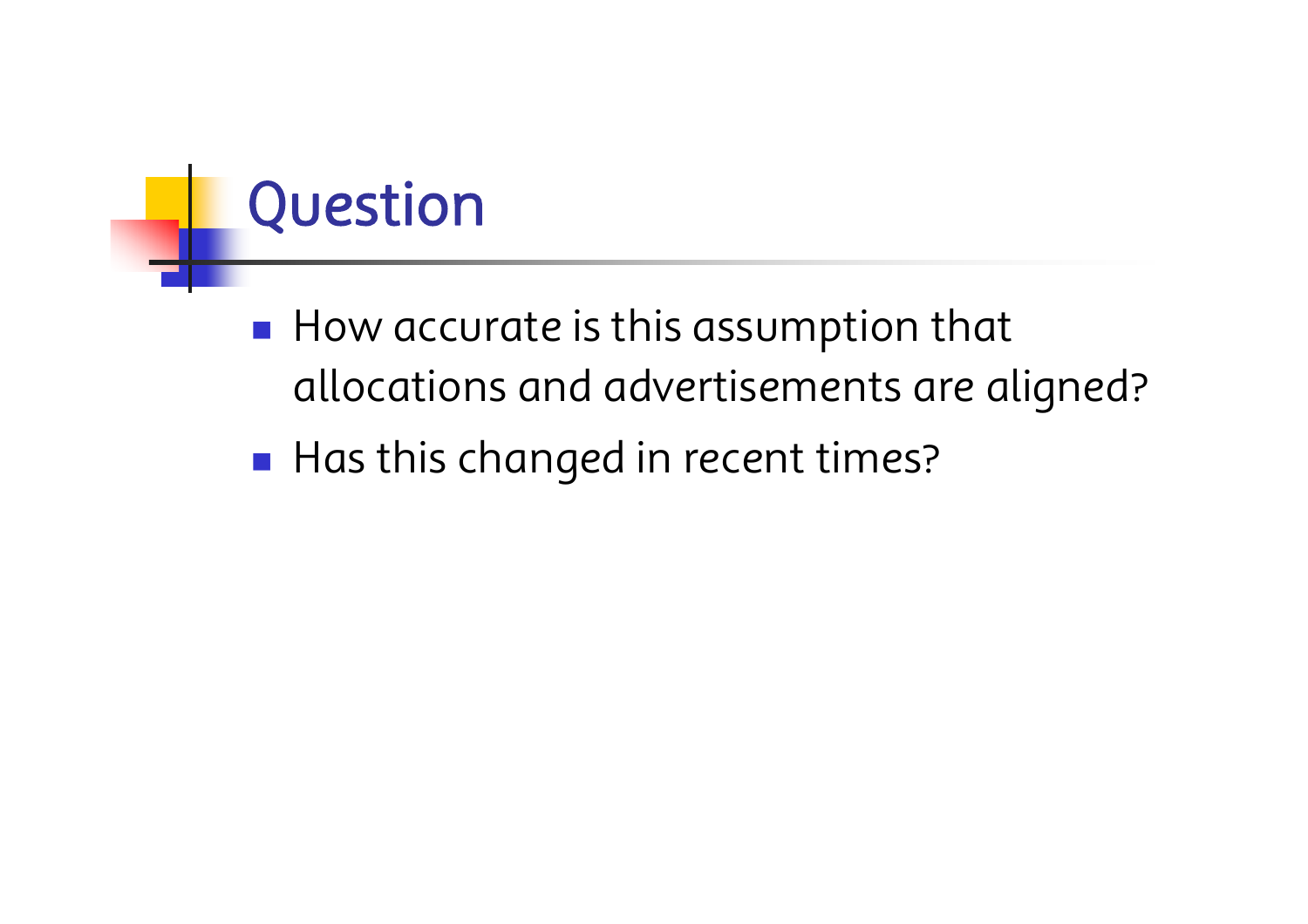# Question

- How accurate is this assumption that allocations and advertisements are aligned?
- Has this changed in recent times?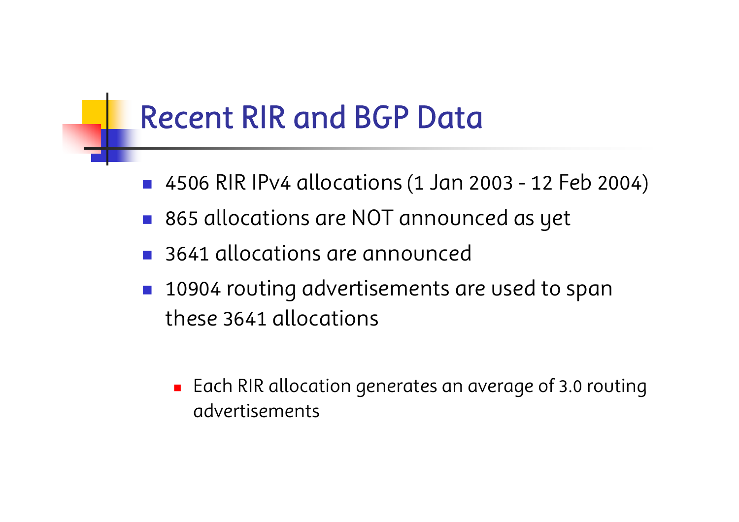# Recent RIR and BGP Data

- 4506 RIR IPv4 allocations (1 Jan 2003 - 12 Feb 2004)
- 865 allocations are NOT announced as yet
- 3641 allocations are announced
- 10904 routing advertisements are used to span these 3641 allocations
    - Each RIR allocation generates an average of 3.0 routing advertisements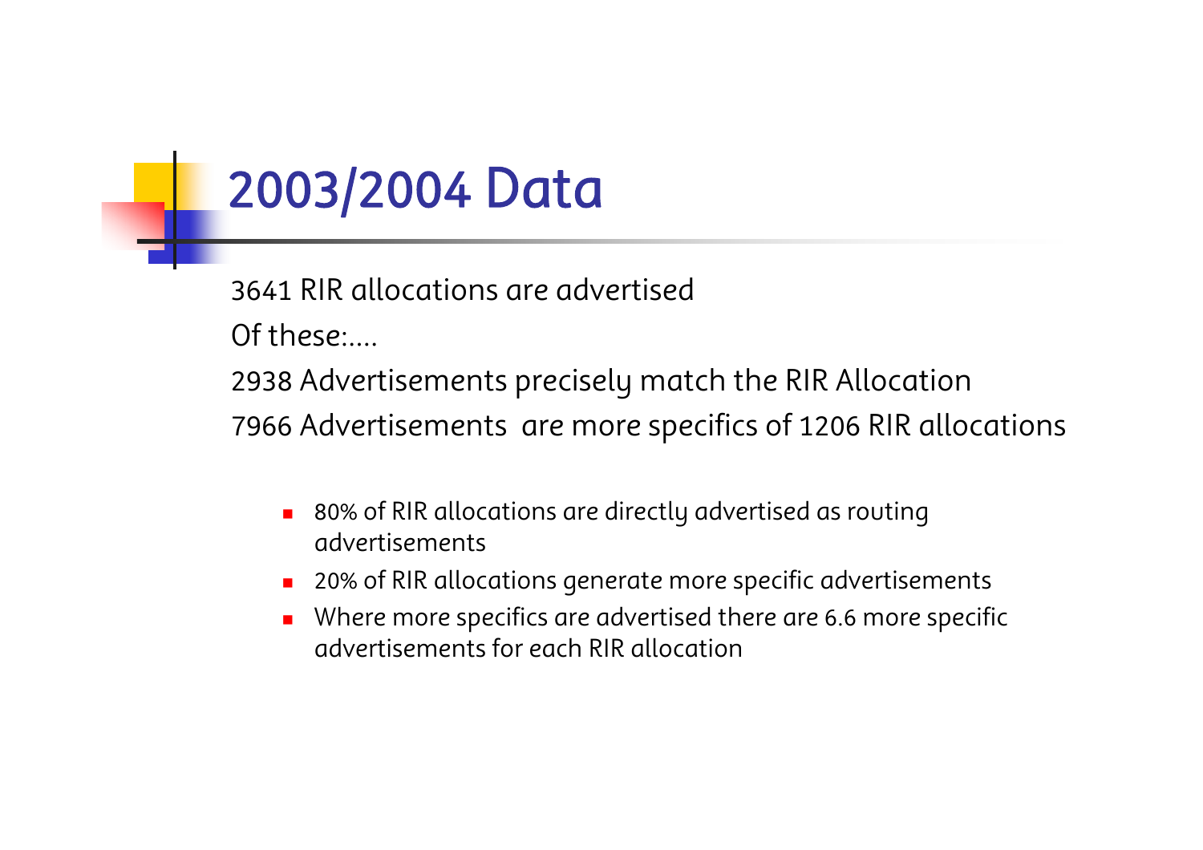# 2003/2004 Data

3641 RIR allocations are advertised

Of these:....

2938 Advertisements precisely match the RIR Allocation

7966 Advertisements are more specifics of 1206 RIR allocations

- 80% of RIR allocations are directly advertised as routing advertisements
- 20% of RIR allocations generate more specific advertisements
- Where more specifics are advertised there are 6.6 more specific advertisements for each RIR allocation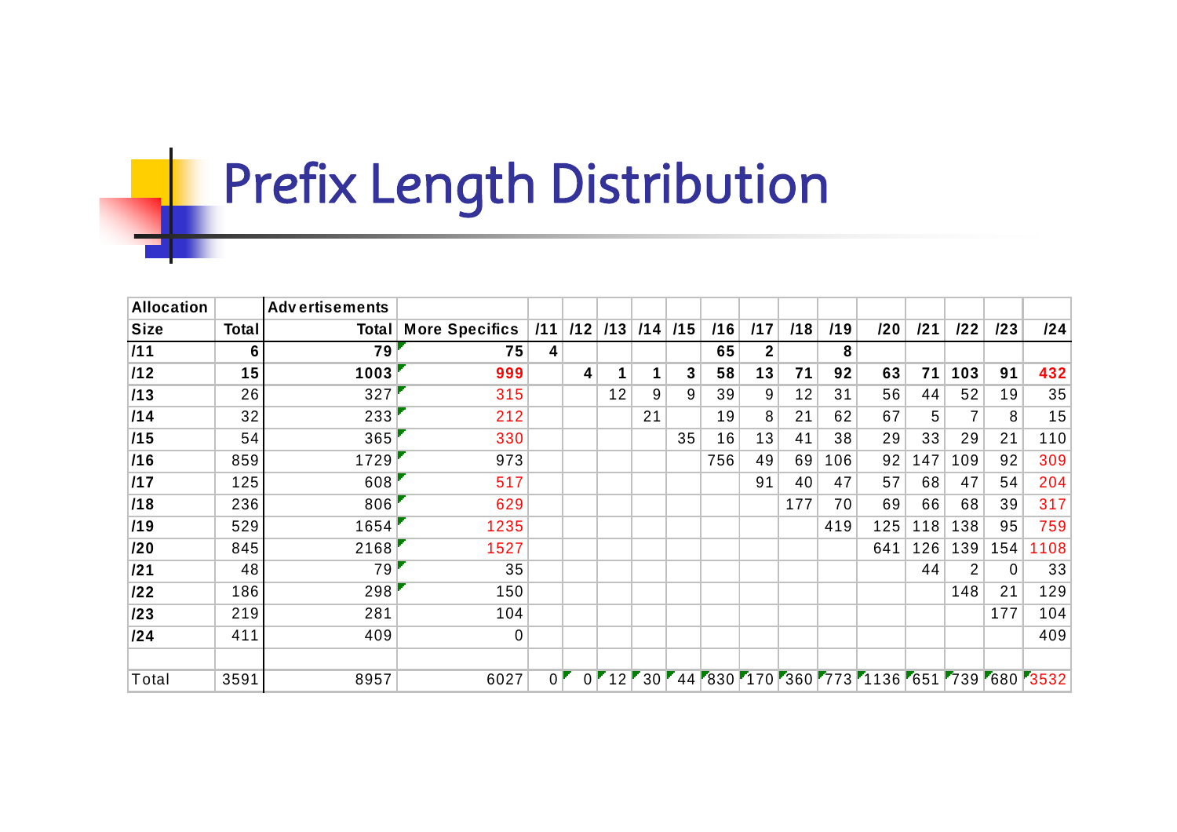# Prefix Length Distribution

| Allocation | | Advertisements | | | | | | | | | | | | | | | | |
|---|---|---|---|---|---|---|---|---|---|---|---|---|---|---|---|---|---|---|
| **Size** | **Total** | **Total** | **More Specifics** | **/11** | **/12** | **/13** | **/14** | **/15** | **/16** | **/17** | **/18** | **/19** | **/20** | **/21** | **/22** | **/23** | **/24** |
| **/11** | **6** | **79** | **75** | **4** | | | | | **65** | **2** | | **8** | | | | | |
| **/12** | **15** | **1003** | **999** | | **4** | **1** | **1** | **3** | **58** | **13** | **71** | **92** | **63** | **71** | **103** | **91** | **432** |
| **/13** | 26 | 327 | 315 | | | 12 | 9 | 9 | 39 | 9 | 12 | 31 | 56 | 44 | 52 | 19 | 35 |
| **/14** | 32 | 233 | 212 | | | | 21 | | 19 | 8 | 21 | 62 | 67 | 5 | 7 | 8 | 15 |
| **/15** | 54 | 365 | 330 | | | | | 35 | 16 | 13 | 41 | 38 | 29 | 33 | 29 | 21 | 110 |
| **/16** | 859 | 1729 | 973 | | | | | | 756 | 49 | 69 | 106 | 92 | 147 | 109 | 92 | 309 |
| **/17** | 125 | 608 | 517 | | | | | | | 91 | 40 | 47 | 57 | 68 | 47 | 54 | 204 |
| **/18** | 236 | 806 | 629 | | | | | | | | 177 | 70 | 69 | 66 | 68 | 39 | 317 |
| **/19** | 529 | 1654 | 1235 | | | | | | | | | 419 | 125 | 118 | 138 | 95 | 759 |
| **/20** | 845 | 2168 | 1527 | | | | | | | | | | 641 | 126 | 139 | 154 | 1108 |
| **/21** | 48 | 79 | 35 | | | | | | | | | | | 44 | 2 | 0 | 33 |
| **/22** | 186 | 298 | 150 | | | | | | | | | | | | 148 | 21 | 129 |
| **/23** | 219 | 281 | 104 | | | | | | | | | | | | | 177 | 104 |
| **/24** | 411 | 409 | 0 | | | | | | | | | | | | | | 409 |
| | | | | | | | | | | | | | | | | | |
| Total | 3591 | 8957 | 6027 | 0 | 0 | 12 | 30 | 44 | 830 | 170 | 360 | 773 | 1136 | 651 | 739 | 680 | 3532 |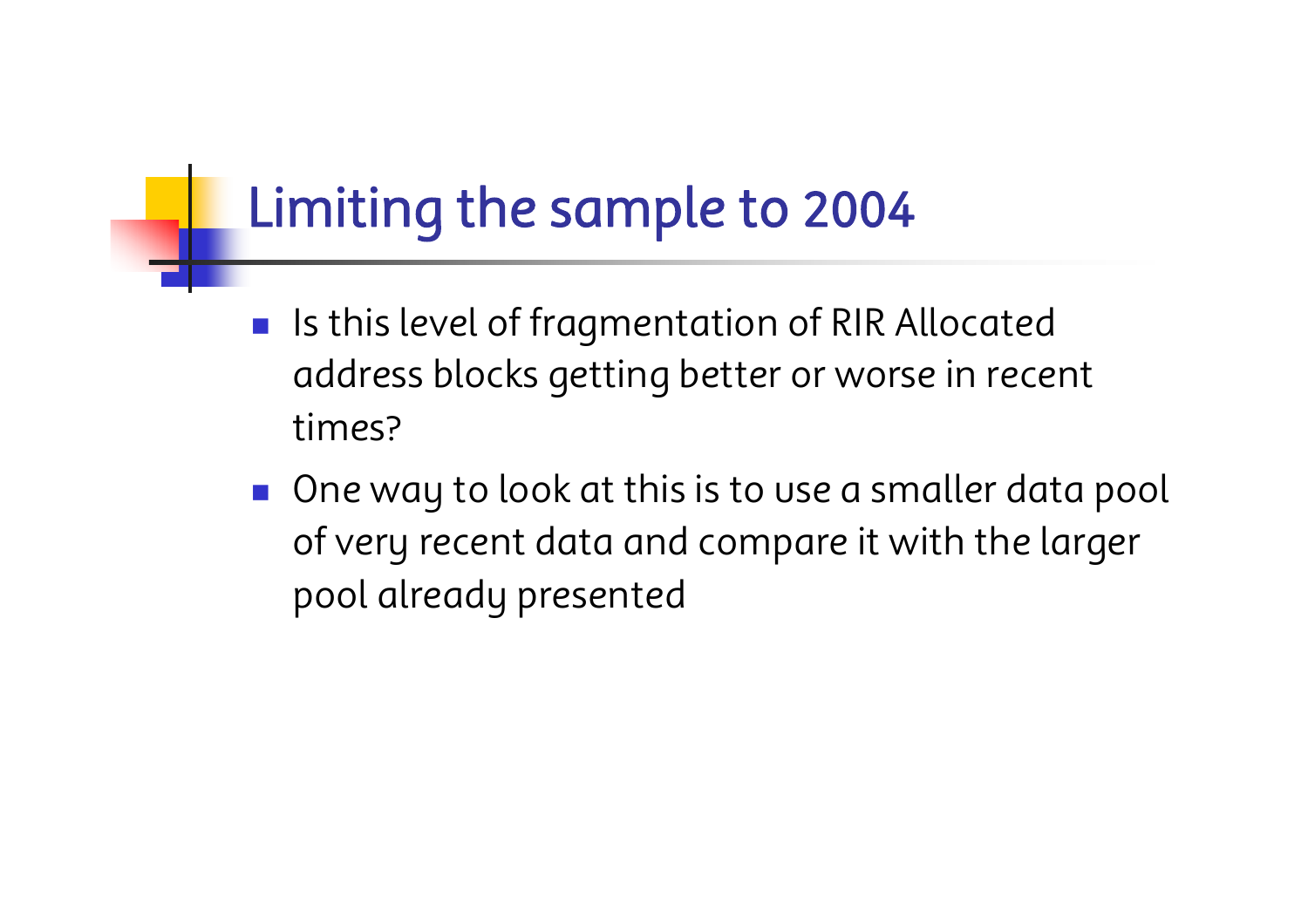# Limiting the sample to 2004

- Is this level of fragmentation of RIR Allocated address blocks getting better or worse in recent times?
- One way to look at this is to use a smaller data pool of very recent data and compare it with the larger pool already presented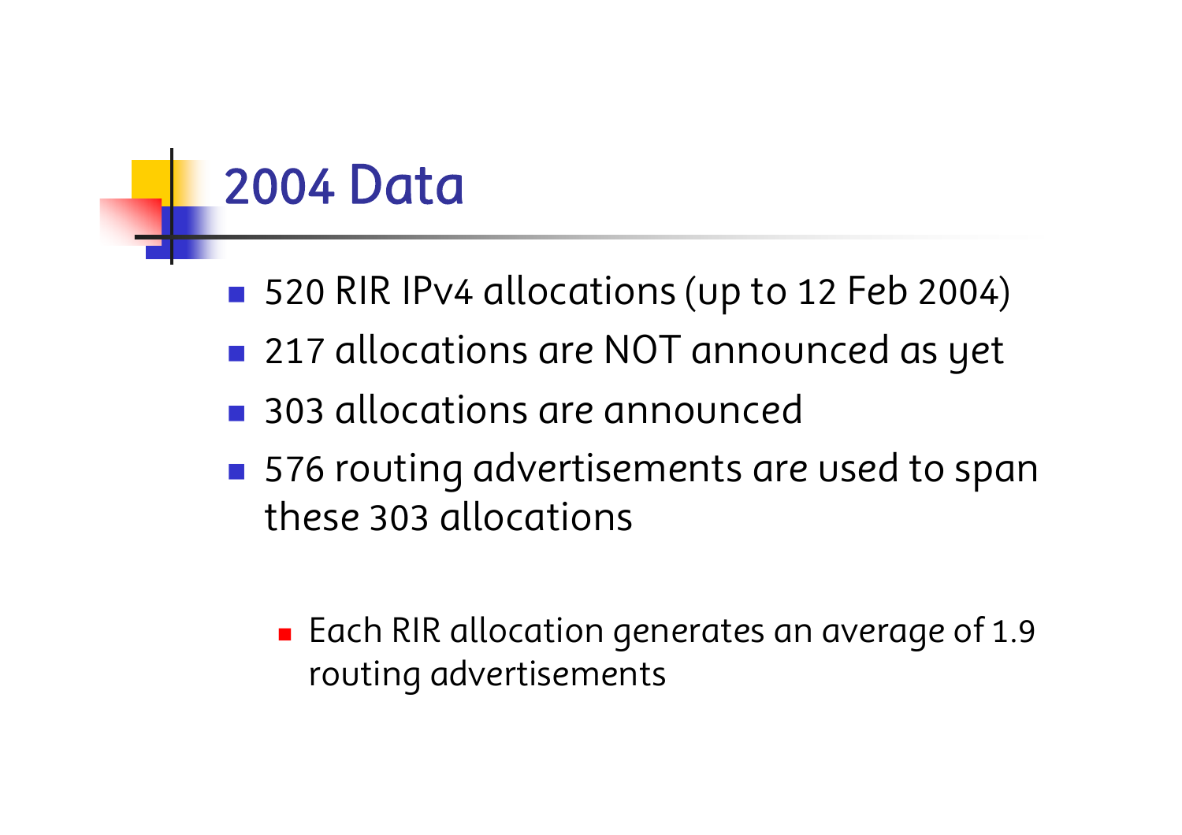# 2004 Data

- 520 RIR IPv4 allocations (up to 12 Feb 2004)
- 217 allocations are NOT announced as yet
- 303 allocations are announced
- 576 routing advertisements are used to span these 303 allocations
    - Each RIR allocation generates an average of 1.9 routing advertisements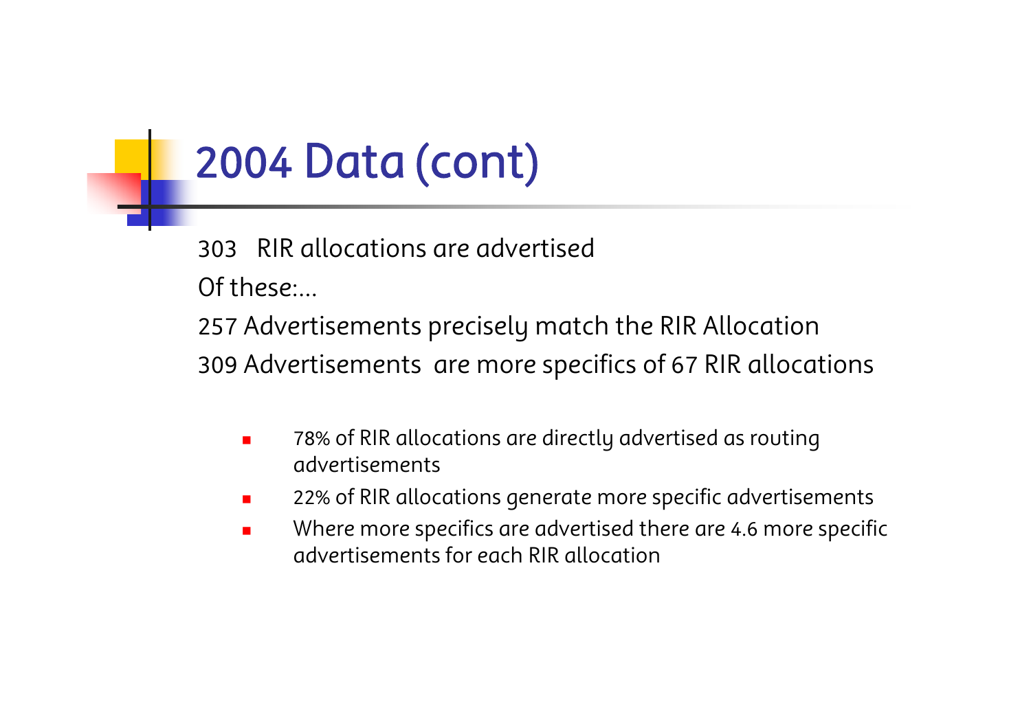# 2004 Data (cont)

303 RIR allocations are advertised

Of these:...

257 Advertisements precisely match the RIR Allocation

309 Advertisements are more specifics of 67 RIR allocations

- 78% of RIR allocations are directly advertised as routing advertisements
- 22% of RIR allocations generate more specific advertisements
- Where more specifics are advertised there are 4.6 more specific advertisements for each RIR allocation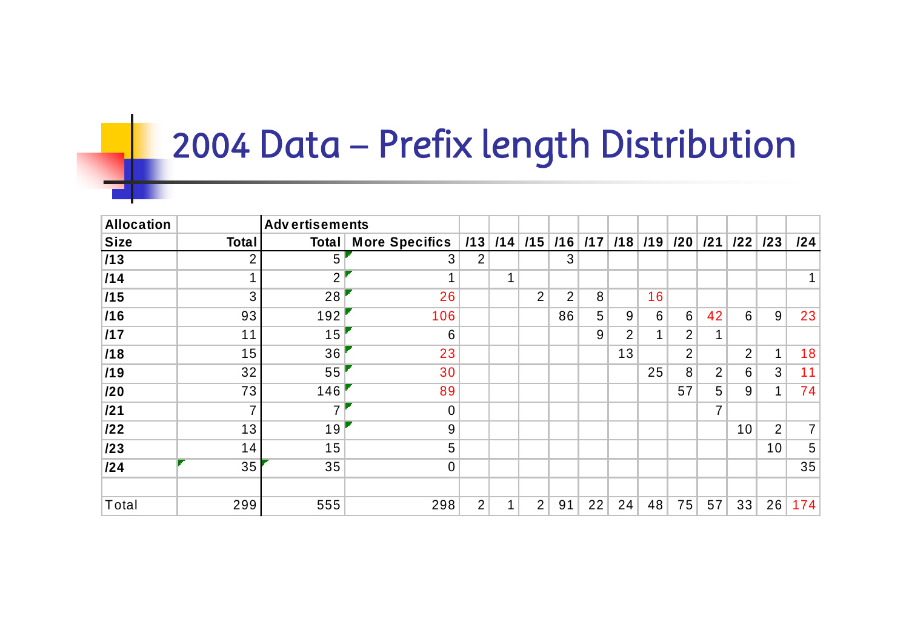# 2004 Data – Prefix length Distribution

| Allocation | | Advertisements | | | | | | | | | | | | | | |
|---|---|---|---|---|---|---|---|---|---|---|---|---|---|---|---|---|
| Size | Total | Total | More Specifics | /13 | /14 | /15 | /16 | /17 | /18 | /19 | /20 | /21 | /22 | /23 | /24 |
| /13 | 2 | 5 | 3 | 2 | | | 3 | | | | | | | | |
| /14 | 1 | 2 | 1 | | 1 | | | | | | | | | | 1 |
| /15 | 3 | 28 | 26 | | | 2 | 2 | 8 | | 16 | | | | | |
| /16 | 93 | 192 | 106 | | | | 86 | 5 | 9 | 6 | 6 | 42 | 6 | 9 | 23 |
| /17 | 11 | 15 | 6 | | | | | 9 | 2 | 1 | 2 | 1 | | | |
| /18 | 15 | 36 | 23 | | | | | | 13 | | 2 | | 2 | 1 | 18 |
| /19 | 32 | 55 | 30 | | | | | | | 25 | 8 | 2 | 6 | 3 | 11 |
| /20 | 73 | 146 | 89 | | | | | | | | 57 | 5 | 9 | 1 | 74 |
| /21 | 7 | 7 | 0 | | | | | | | | | 7 | | | |
| /22 | 13 | 19 | 9 | | | | | | | | | | 10 | 2 | 7 |
| /23 | 14 | 15 | 5 | | | | | | | | | | | 10 | 5 |
| /24 | 35 | 35 | 0 | | | | | | | | | | | | 35 |
| | | | | | | | | | | | | | | | |
| Total | 299 | 555 | 298 | 2 | 1 | 2 | 91 | 22 | 24 | 48 | 75 | 57 | 33 | 26 | 174 |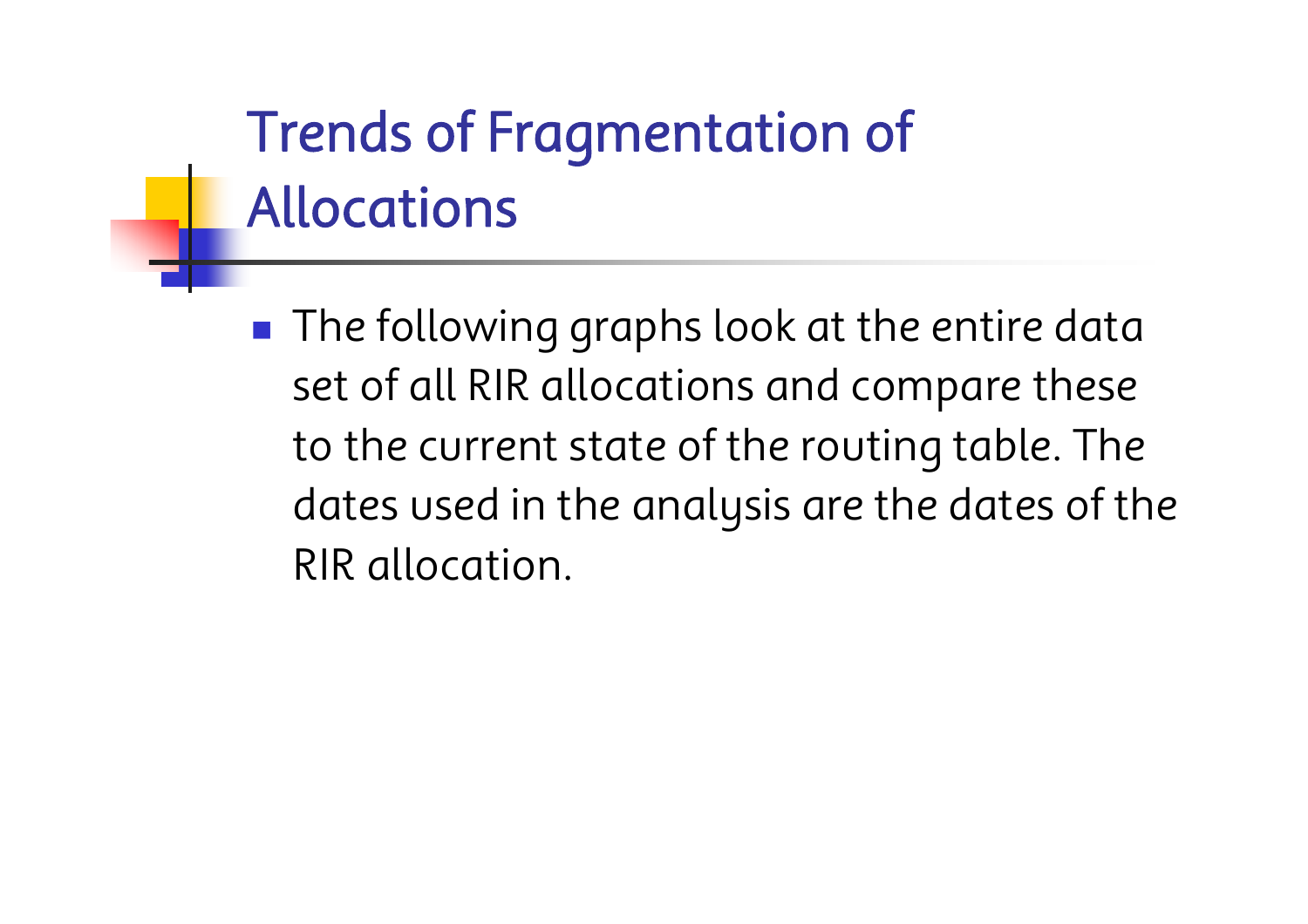# Trends of Fragmentation of Allocations

- The following graphs look at the entire data set of all RIR allocations and compare these to the current state of the routing table. The dates used in the analysis are the dates of the RIR allocation.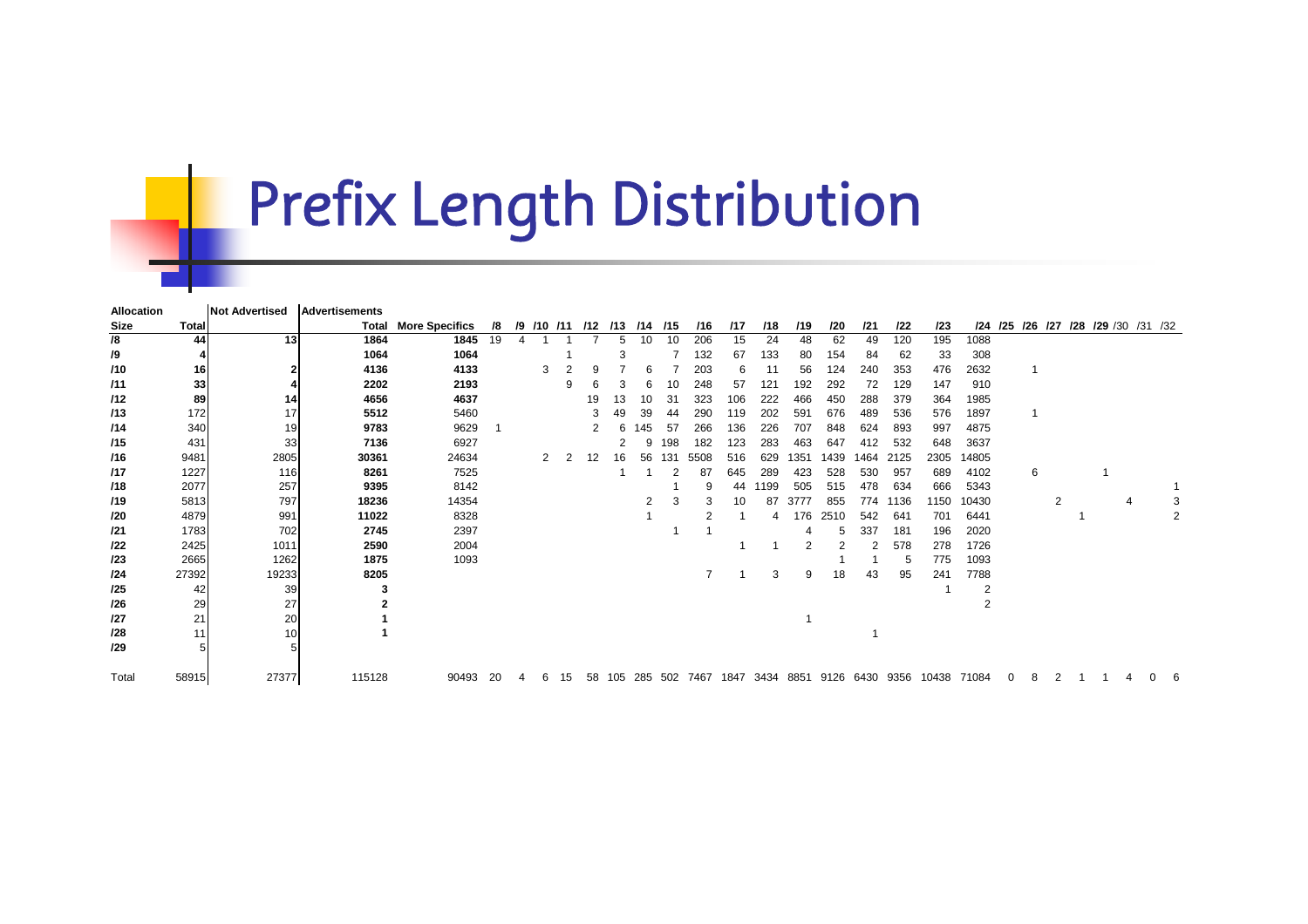# Prefix Length Distribution

| Allocation Size | Total | Not Advertised | Advertisements Total | More Specifics | /8 | /9 | /10 | /11 | /12 | /13 | /14 | /15 | /16 | /17 | /18 | /19 | /20 | /21 | /22 | /23 | /24 | /25 | /26 | /27 | /28 | /29 | /30 | /31 | /32 |
|---|---|---|---|---|---|---|---|---|---|---|---|---|---|---|---|---|---|---|---|---|---|---|---|---|---|---|---|---|---|
| **/8** | **44** | **13** | **1864** | **1845** | 19 | 4 | 1 | 1 | 7 | 5 | 10 | 10 | 206 | 15 | 24 | 48 | 62 | 49 | 120 | 195 | 1088 | | | | | | | | |
| **/9** | **4** | | **1064** | **1064** | | | | 1 | | 3 | | 7 | 132 | 67 | 133 | 80 | 154 | 84 | 62 | 33 | 308 | | | | | | | | |
| **/10** | **16** | **2** | **4136** | **4133** | | | 3 | 2 | 9 | 7 | 6 | 7 | 203 | 6 | 11 | 56 | 124 | 240 | 353 | 476 | 2632 | | 1 | | | | | | |
| **/11** | **33** | **4** | **2202** | **2193** | | | | 9 | 6 | 3 | 6 | 10 | 248 | 57 | 121 | 192 | 292 | 72 | 129 | 147 | 910 | | | | | | | | |
| **/12** | **89** | **14** | **4656** | **4637** | | | | | 19 | 13 | 10 | 31 | 323 | 106 | 222 | 466 | 450 | 288 | 379 | 364 | 1985 | | | | | | | | |
| **/13** | 172 | 17 | **5512** | 5460 | | | | | 3 | 49 | 39 | 44 | 290 | 119 | 202 | 591 | 676 | 489 | 536 | 576 | 1897 | | 1 | | | | | | |
| **/14** | 340 | 19 | **9783** | 9629 | 1 | | | | 2 | 6 | 145 | 57 | 266 | 136 | 226 | 707 | 848 | 624 | 893 | 997 | 4875 | | | | | | | | |
| **/15** | 431 | 33 | **7136** | 6927 | | | | | | 2 | 9 | 198 | 182 | 123 | 283 | 463 | 647 | 412 | 532 | 648 | 3637 | | | | | | | | |
| **/16** | 9481 | 2805 | **30361** | 24634 | | | 2 | 2 | 12 | 16 | 56 | 131 | 5508 | 516 | 629 | 1351 | 1439 | 1464 | 2125 | 2305 | 14805 | | | | | | | | |
| **/17** | 1227 | 116 | **8261** | 7525 | | | | | | 1 | 1 | 2 | 87 | 645 | 289 | 423 | 528 | 530 | 957 | 689 | 4102 | | 6 | | | 1 | | | |
| **/18** | 2077 | 257 | **9395** | 8142 | | | | | | | | 1 | 9 | 44 | 1199 | 505 | 515 | 478 | 634 | 666 | 5343 | | | | | | | | 1 |
| **/19** | 5813 | 797 | **18236** | 14354 | | | | | | | 2 | 3 | 3 | 10 | 87 | 3777 | 855 | 774 | 1136 | 1150 | 10430 | | | 2 | | | 4 | | 3 |
| **/20** | 4879 | 991 | **11022** | 8328 | | | | | | | 1 | | 2 | 1 | 4 | 176 | 2510 | 542 | 641 | 701 | 6441 | | | | 1 | | | | 2 |
| **/21** | 1783 | 702 | **2745** | 2397 | | | | | | | | 1 | 1 | | | 4 | 5 | 337 | 181 | 196 | 2020 | | | | | | | | |
| **/22** | 2425 | 1011 | **2590** | 2004 | | | | | | | | | | 1 | 1 | 2 | 2 | 2 | 578 | 278 | 1726 | | | | | | | | |
| **/23** | 2665 | 1262 | **1875** | 1093 | | | | | | | | | | | | | 1 | 1 | 5 | 775 | 1093 | | | | | | | | |
| **/24** | 27392 | 19233 | **8205** | | | | | | | | | | 7 | 1 | 3 | 9 | 18 | 43 | 95 | 241 | 7788 | | | | | | | | |
| **/25** | 42 | 39 | **3** | | | | | | | | | | | | | | | | | 1 | 2 | | | | | | | | |
| **/26** | 29 | 27 | **2** | | | | | | | | | | | | | | | | | | 2 | | | | | | | | |
| **/27** | 21 | 20 | **1** | | | | | | | | | | | | | 1 | | | | | | | | | | | | | |
| **/28** | 11 | 10 | **1** | | | | | | | | | | | | | | | 1 | | | | | | | | | | | |
| **/29** | 5 | 5 | | | | | | | | | | | | | | | | | | | | | | | | | | | |
| Total | 58915 | 27377 | 115128 | 90493 | 20 | 4 | 6 | 15 | 58 | 105 | 285 | 502 | 7467 | 1847 | 3434 | 8851 | 9126 | 6430 | 9356 | 10438 | 71084 | 0 | 8 | 2 | 1 | 1 | 4 | 0 | 6 |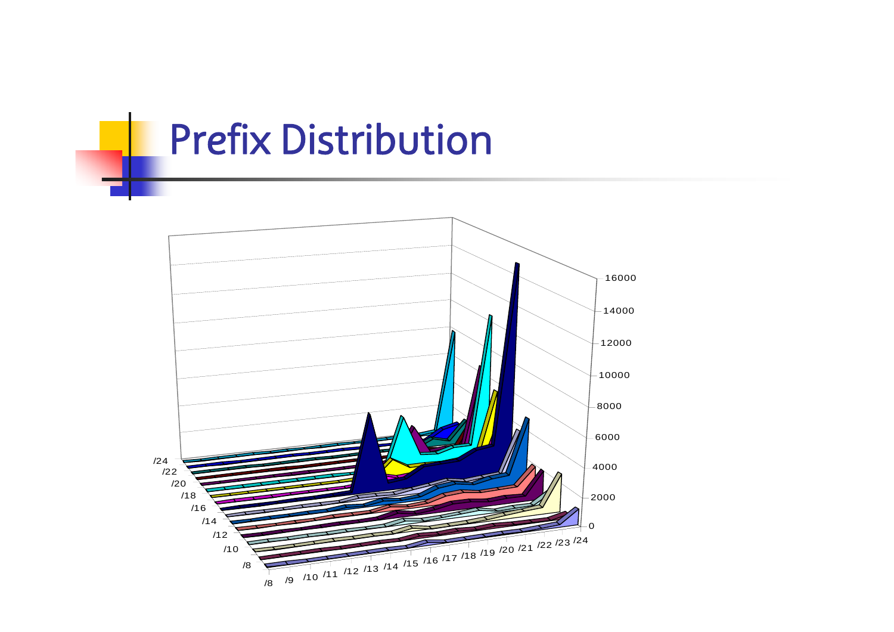# Prefix Distribution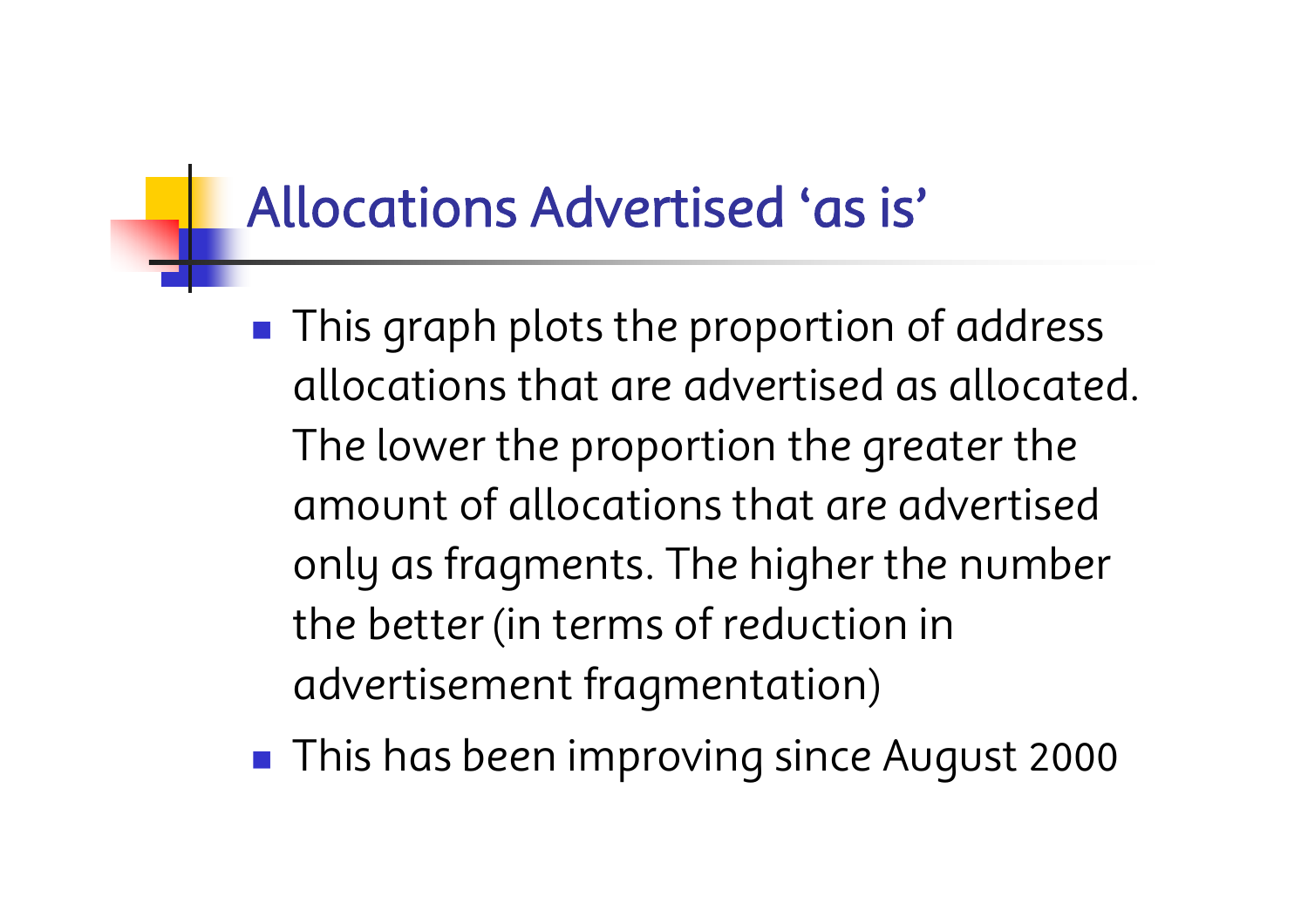# Allocations Advertised 'as is'

- This graph plots the proportion of address allocations that are advertised as allocated. The lower the proportion the greater the amount of allocations that are advertised only as fragments. The higher the number the better (in terms of reduction in advertisement fragmentation)
- This has been improving since August 2000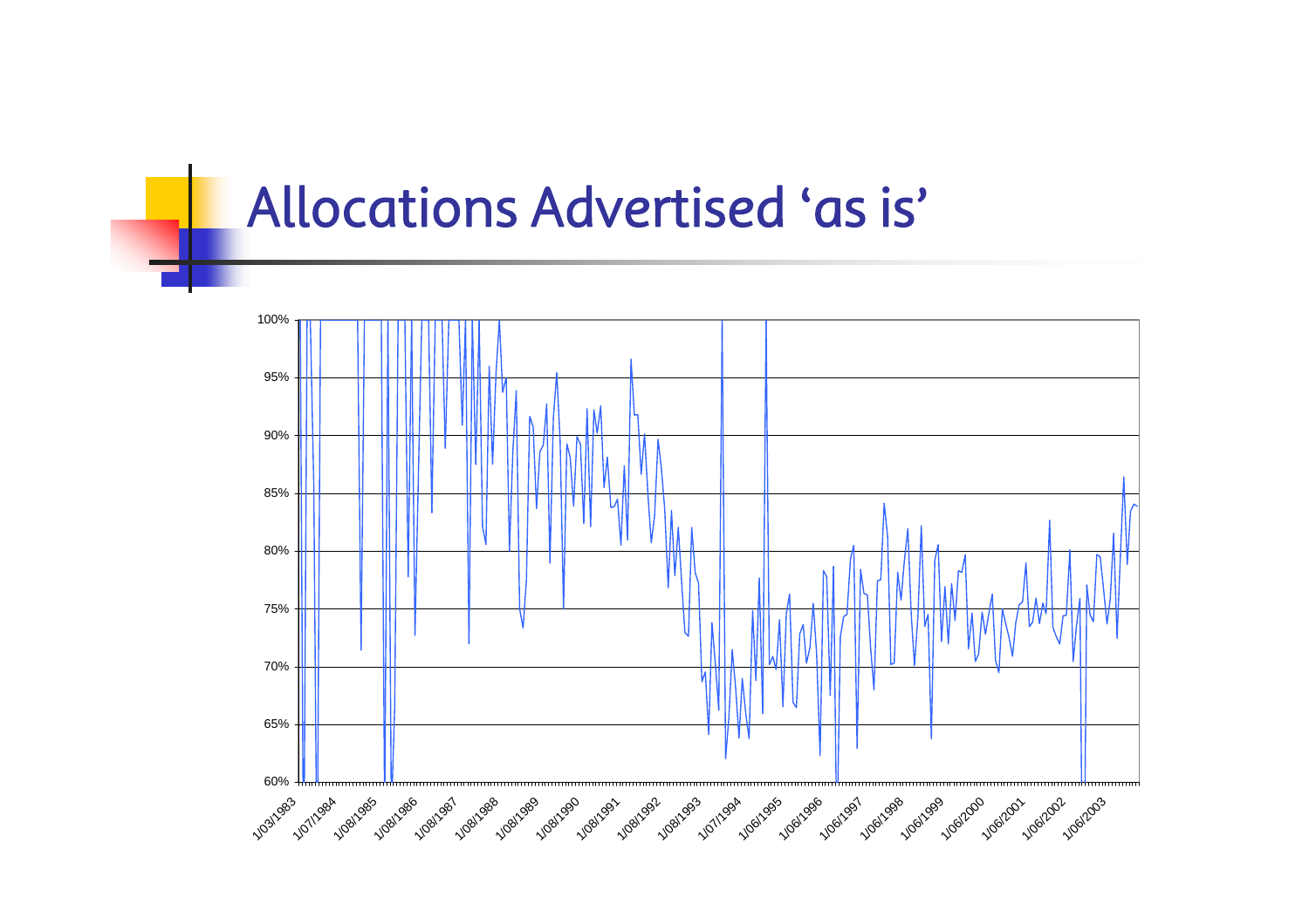# Allocations Advertised 'as is'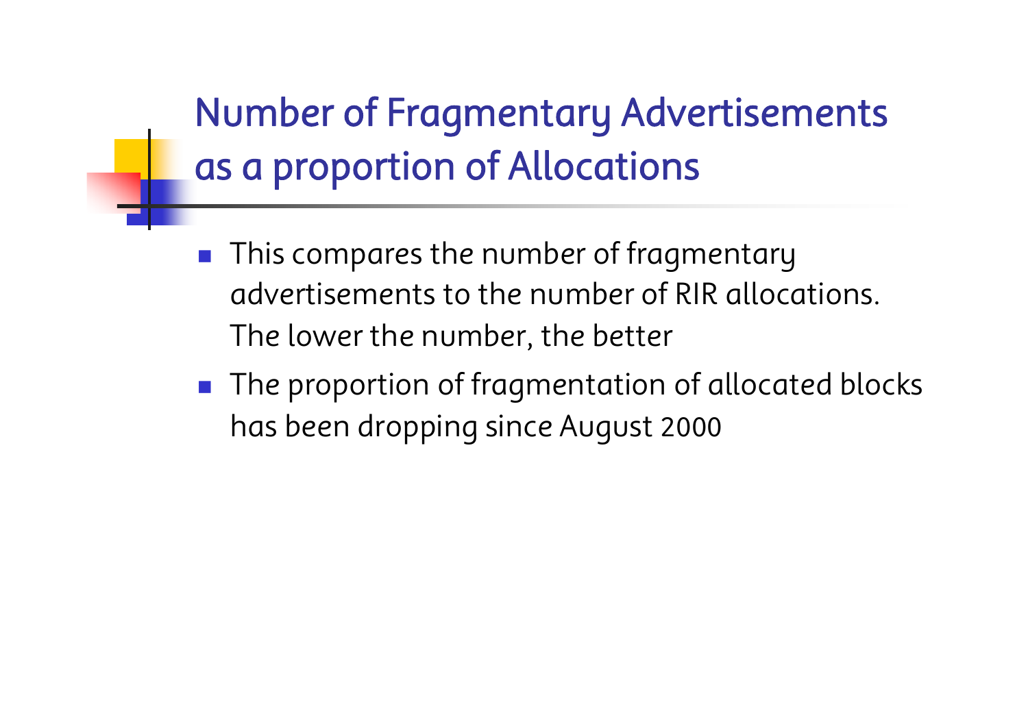# Number of Fragmentary Advertisements as a proportion of Allocations

- This compares the number of fragmentary advertisements to the number of RIR allocations. The lower the number, the better
- The proportion of fragmentation of allocated blocks has been dropping since August 2000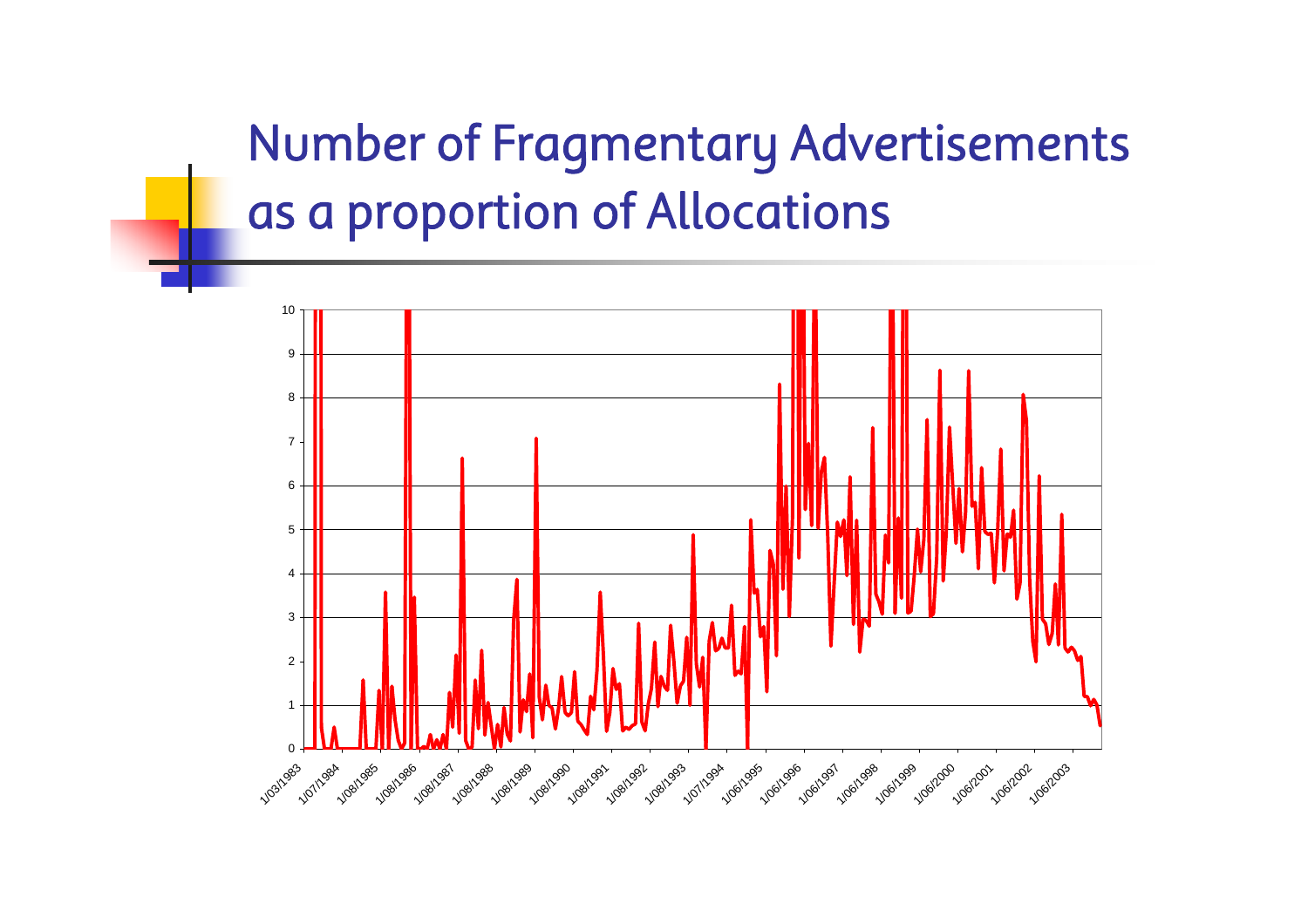# Number of Fragmentary Advertisements as a proportion of Allocations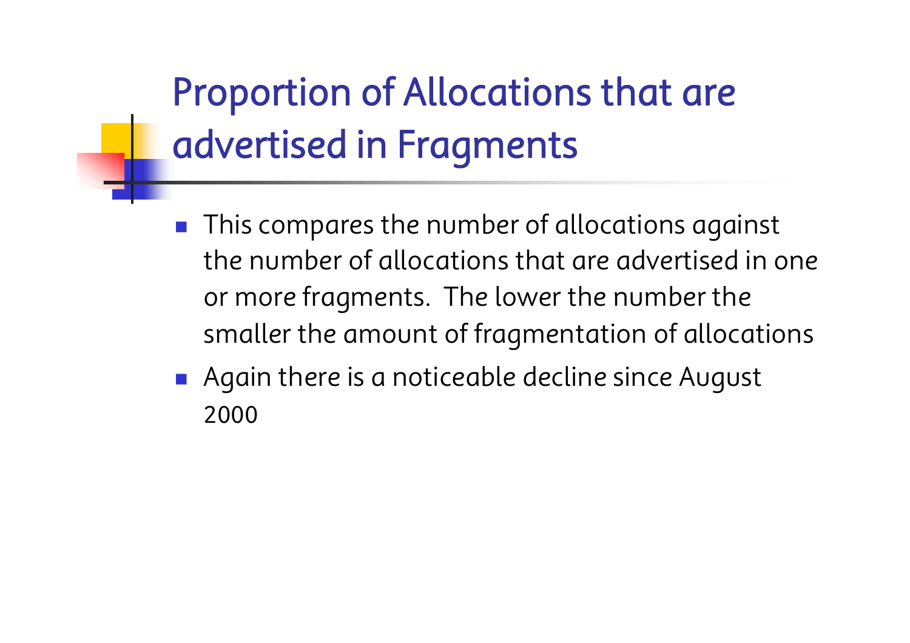# Proportion of Allocations that are advertised in Fragments

- This compares the number of allocations against the number of allocations that are advertised in one or more fragments. The lower the number the smaller the amount of fragmentation of allocations
- Again there is a noticeable decline since August 2000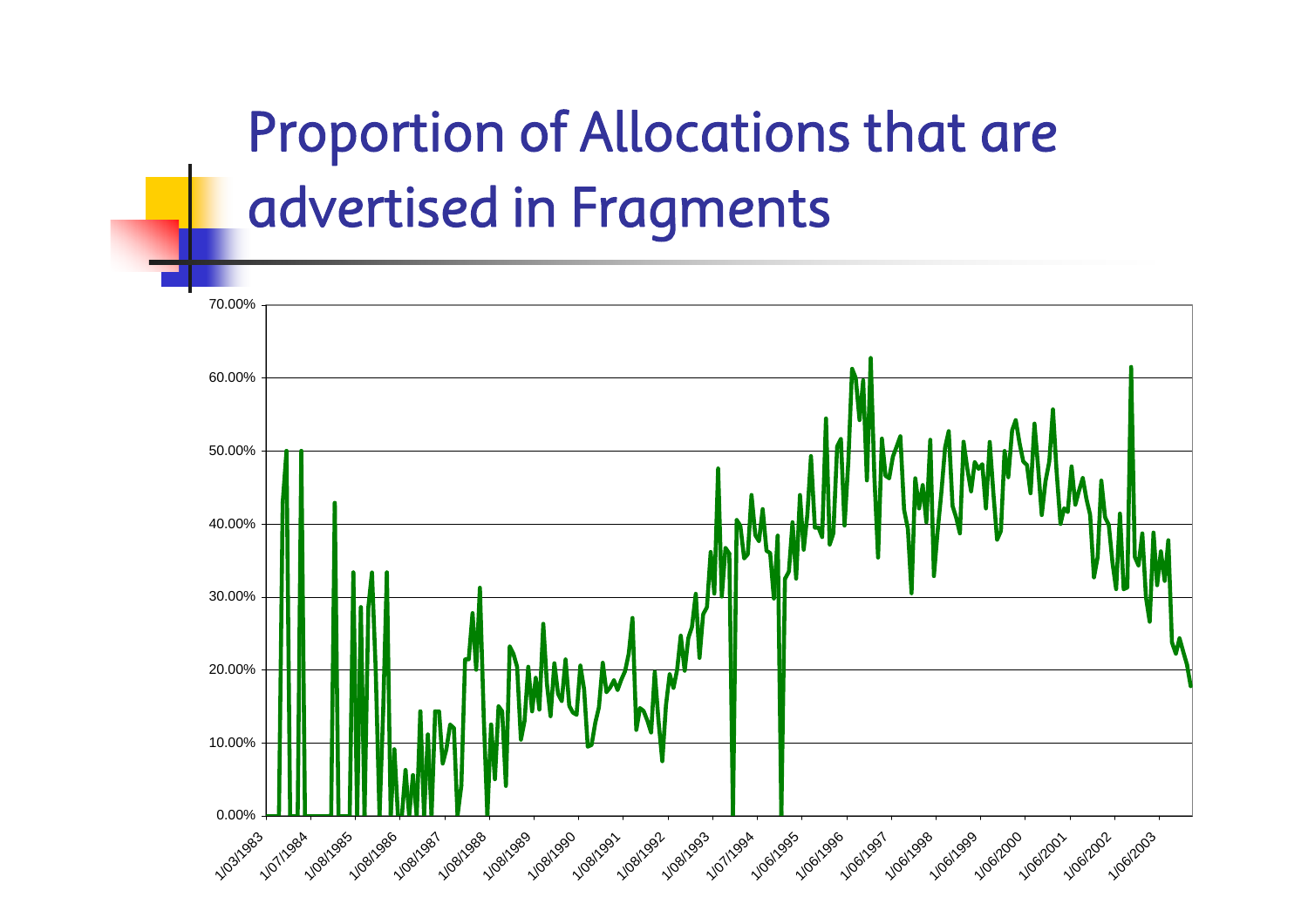# Proportion of Allocations that are advertised in Fragments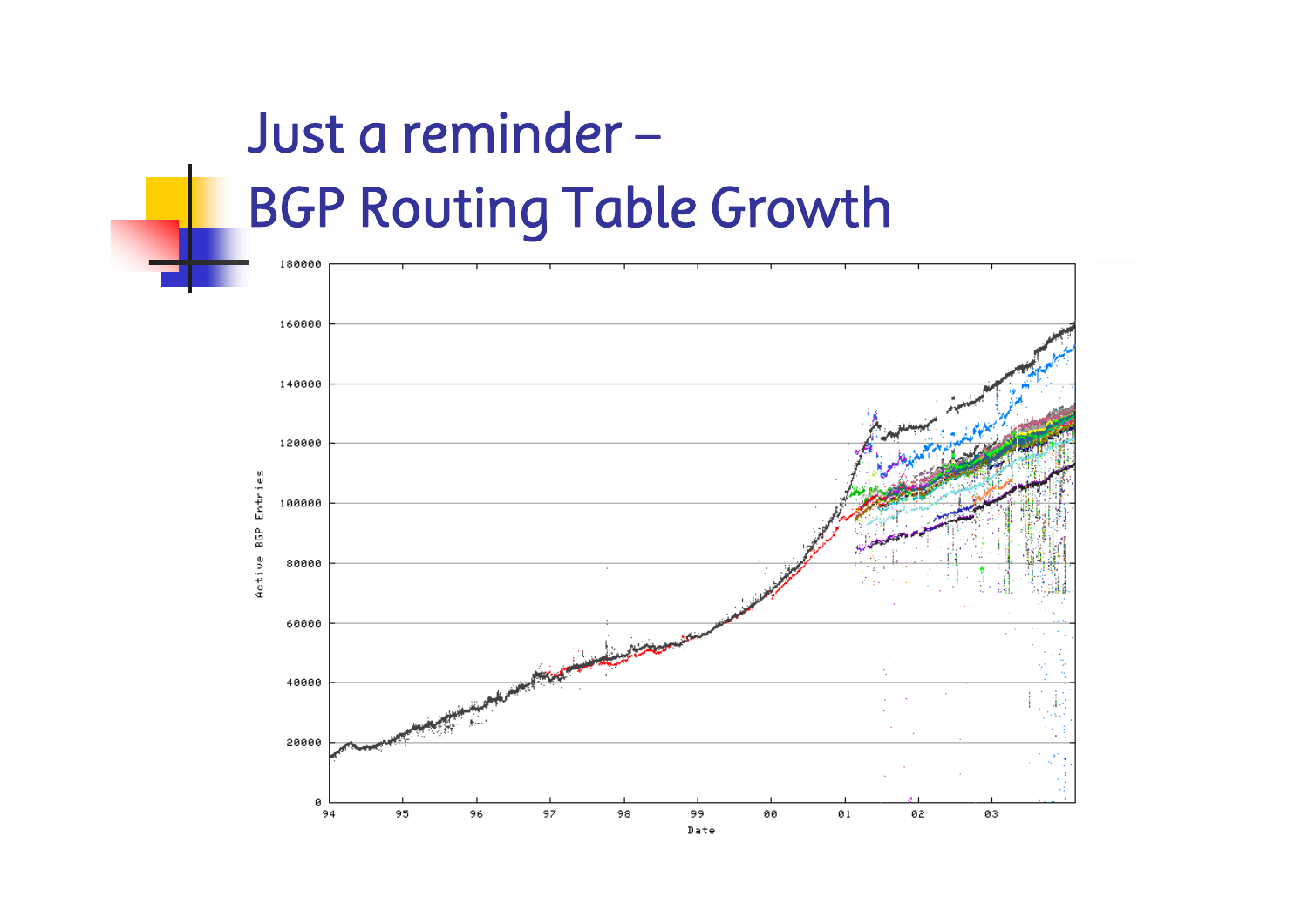# Just a reminder – BGP Routing Table Growth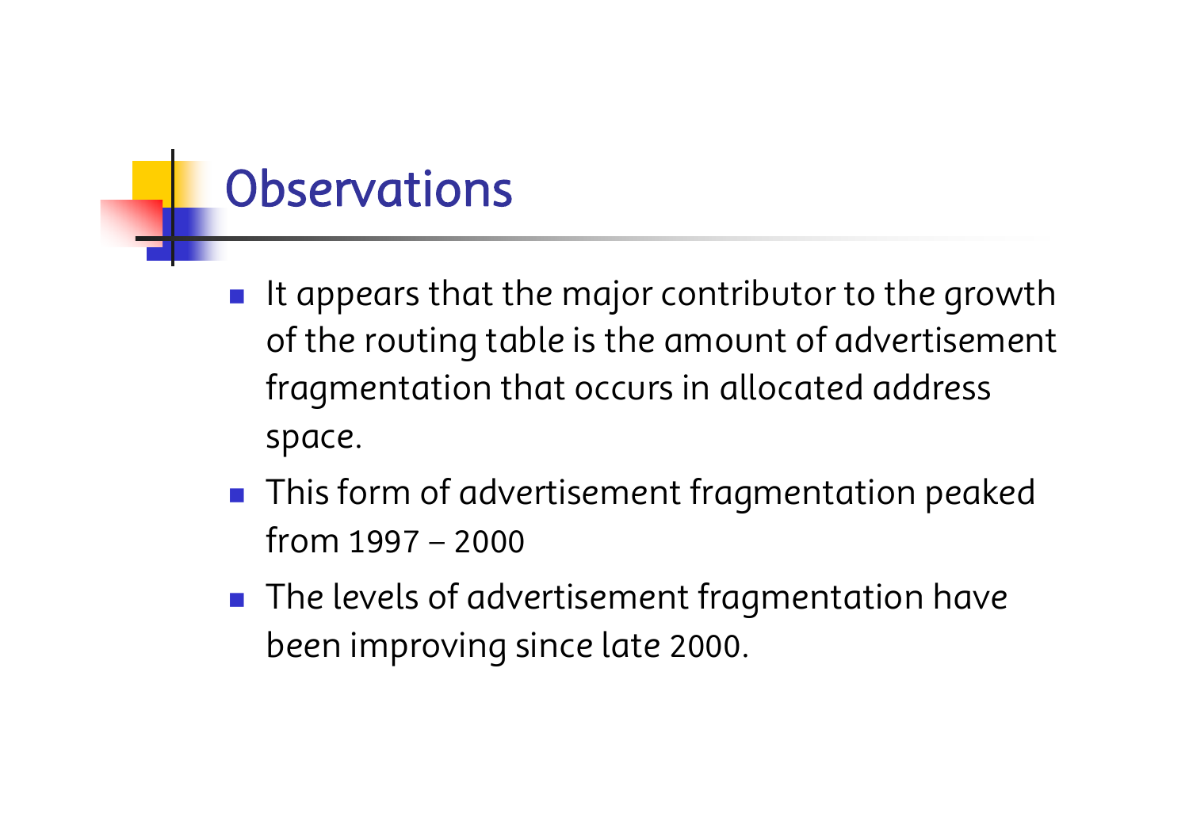# Observations

- It appears that the major contributor to the growth of the routing table is the amount of advertisement fragmentation that occurs in allocated address space.
- This form of advertisement fragmentation peaked from 1997 – 2000
- The levels of advertisement fragmentation have been improving since late 2000.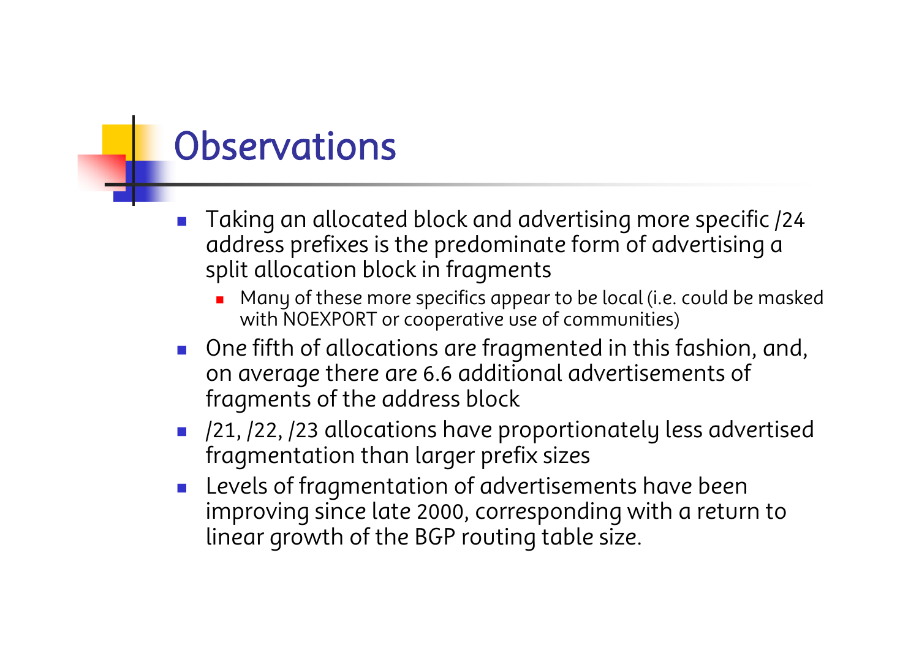# Observations

- Taking an allocated block and advertising more specific /24 address prefixes is the predominate form of advertising a split allocation block in fragments
  - Many of these more specifics appear to be local (i.e. could be masked with NOEXPORT or cooperative use of communities)
- One fifth of allocations are fragmented in this fashion, and, on average there are 6.6 additional advertisements of fragments of the address block
- /21, /22, /23 allocations have proportionately less advertised fragmentation than larger prefix sizes
- Levels of fragmentation of advertisements have been improving since late 2000, corresponding with a return to linear growth of the BGP routing table size.